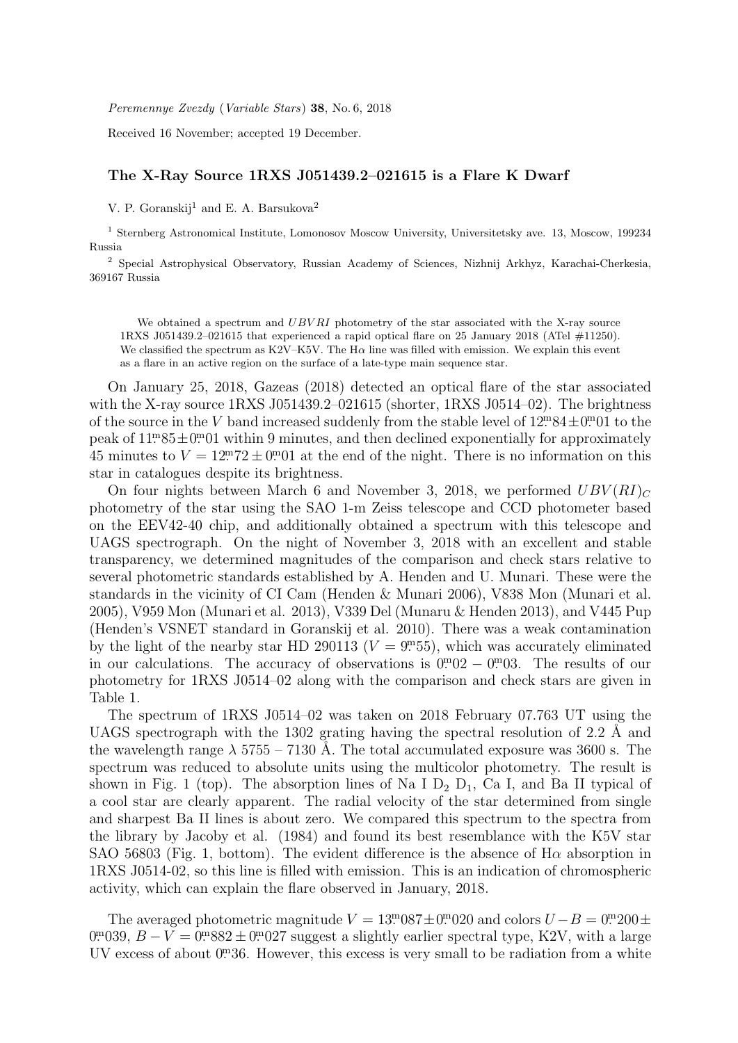*Peremennye Zvezdy* (*Variable Stars*) **38**, No. 6, 2018

Received 16 November; accepted 19 December.

### The X-Ray Source 1RXS J051439.2–021615 is a Flare K Dwarf

V. P. Goranskij[1] and E. A. Barsukova[2]

[1] Sternberg Astronomical Institute, Lomonosov Moscow University, Universitetsky ave. 13, Moscow, 199234 Russia

[2] Special Astrophysical Observatory, Russian Academy of Sciences, Nizhnij Arkhyz, Karachai-Cherkesia, 369167 Russia

> We obtained a spectrum and $UBVRI$ photometry of the star associated with the X-ray source 1RXS J051439.2–021615 that experienced a rapid optical flare on 25 January 2018 (ATel #11250). We classified the spectrum as K2V–K5V. The H$\alpha$ line was filled with emission. We explain this event as a flare in an active region on the surface of a late-type main sequence star.

On January 25, 2018, Gazeas (2018) detected an optical flare of the star associated with the X-ray source 1RXS J051439.2–021615 (shorter, 1RXS J0514–02). The brightness of the source in the $V$ band increased suddenly from the stable level of $12\overset{m}{.}84 \pm 0\overset{m}{.}01$ to the peak of $11\overset{m}{.}85 \pm 0\overset{m}{.}01$ within 9 minutes, and then declined exponentially for approximately 45 minutes to $V = 12\overset{m}{.}72 \pm 0\overset{m}{.}01$ at the end of the night. There is no information on this star in catalogues despite its brightness.

On four nights between March 6 and November 3, 2018, we performed $UBV(RI)_C$ photometry of the star using the SAO 1-m Zeiss telescope and CCD photometer based on the EEV42-40 chip, and additionally obtained a spectrum with this telescope and UAGS spectrograph. On the night of November 3, 2018 with an excellent and stable transparency, we determined magnitudes of the comparison and check stars relative to several photometric standards established by A. Henden and U. Munari. These were the standards in the vicinity of CI Cam (Henden & Munari 2006), V838 Mon (Munari et al. 2005), V959 Mon (Munari et al. 2013), V339 Del (Munaru & Henden 2013), and V445 Pup (Henden's VSNET standard in Goranskij et al. 2010). There was a weak contamination by the light of the nearby star HD 290113 ($V = 9\overset{m}{.}55$), which was accurately eliminated in our calculations. The accuracy of observations is $0\overset{m}{.}02 - 0\overset{m}{.}03$. The results of our photometry for 1RXS J0514–02 along with the comparison and check stars are given in Table 1.

The spectrum of 1RXS J0514–02 was taken on 2018 February 07.763 UT using the UAGS spectrograph with the 1302 grating having the spectral resolution of 2.2 Å and the wavelength range $\lambda$ 5755 – 7130 Å. The total accumulated exposure was 3600 s. The spectrum was reduced to absolute units using the multicolor photometry. The result is shown in Fig. 1 (top). The absorption lines of Na I $D_2$ $D_1$, Ca I, and Ba II typical of a cool star are clearly apparent. The radial velocity of the star determined from single and sharpest Ba II lines is about zero. We compared this spectrum to the spectra from the library by Jacoby et al. (1984) and found its best resemblance with the K5V star SAO 56803 (Fig. 1, bottom). The evident difference is the absence of H$\alpha$ absorption in 1RXS J0514-02, so this line is filled with emission. This is an indication of chromospheric activity, which can explain the flare observed in January, 2018.

The averaged photometric magnitude $V = 13\overset{m}{.}087 \pm 0\overset{m}{.}020$ and colors $U - B = 0\overset{m}{.}200 \pm 0\overset{m}{.}039$, $B - V = 0\overset{m}{.}882 \pm 0\overset{m}{.}027$ suggest a slightly earlier spectral type, K2V, with a large UV excess of about $0\overset{m}{.}36$. However, this excess is very small to be radiation from a white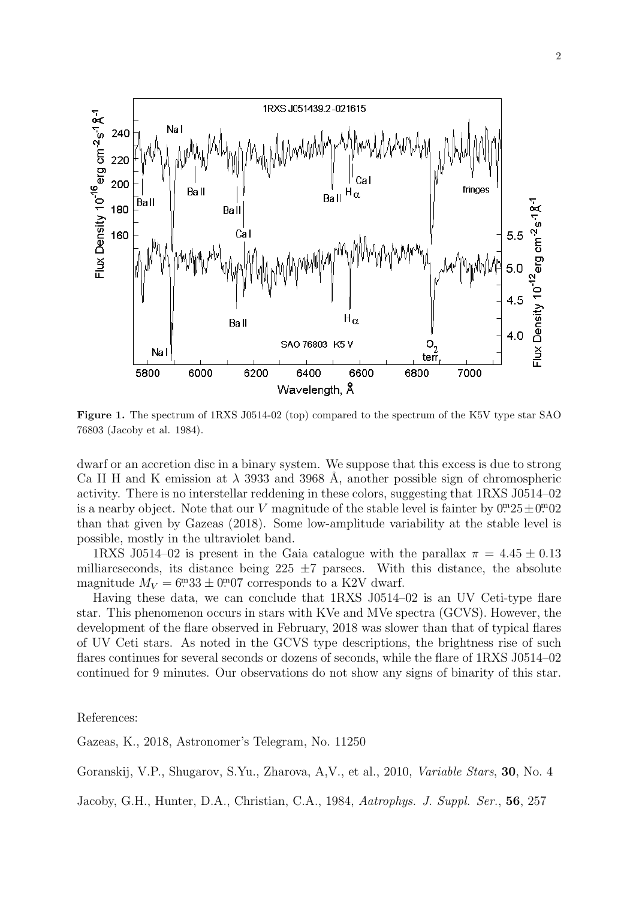1RXS J051439.2-021615

Flux Density $10^{-16}$ erg cm$^{-2}$s$^{-1}$Å$^{-1}$

240
220
200
180
160

Na I
Ba II
Ba II
Ba II
Ca I
Ba II
H$\alpha$
Ca I
fringes

Flux Density $10^{-12}$ erg cm$^{-2}$s$^{-1}$Å$^{-1}$

5.5
5.0
4.5
4.0

Ba II
H$\alpha$
SAO 76803 K5 V
$O_2$
terr
Na I

5800 6000 6200 6400 6600 6800 7000

Wavelength, Å

**Figure 1.** The spectrum of 1RXS J0514-02 (top) compared to the spectrum of the K5V type star SAO 76803 (Jacoby et al. 1984).

dwarf or an accretion disc in a binary system. We suppose that this excess is due to strong Ca II H and K emission at $\lambda$ 3933 and 3968 Å, another possible sign of chromospheric activity. There is no interstellar reddening in these colors, suggesting that 1RXS J0514–02 is a nearby object. Note that our $V$ magnitude of the stable level is fainter by $0^{\text{m}}\!.25 \pm 0^{\text{m}}\!.02$ than that given by Gazeas (2018). Some low-amplitude variability at the stable level is possible, mostly in the ultraviolet band.

1RXS J0514–02 is present in the Gaia catalogue with the parallax $\pi = 4.45 \pm 0.13$ milliarcseconds, its distance being 225 $\pm 7$ parsecs. With this distance, the absolute magnitude $M_V = 6^{\text{m}}\!.33 \pm 0^{\text{m}}\!.07$ corresponds to a K2V dwarf.

Having these data, we can conclude that 1RXS J0514–02 is an UV Ceti-type flare star. This phenomenon occurs in stars with KVe and MVe spectra (GCVS). However, the development of the flare observed in February, 2018 was slower than that of typical flares of UV Ceti stars. As noted in the GCVS type descriptions, the brightness rise of such flares continues for several seconds or dozens of seconds, while the flare of 1RXS J0514–02 continued for 9 minutes. Our observations do not show any signs of binarity of this star.

References:

Gazeas, K., 2018, Astronomer's Telegram, No. 11250

Goranskij, V.P., Shugarov, S.Yu., Zharova, A,V., et al., 2010, *Variable Stars*, **30**, No. 4

Jacoby, G.H., Hunter, D.A., Christian, C.A., 1984, *Aatrophys. J. Suppl. Ser.*, **56**, 257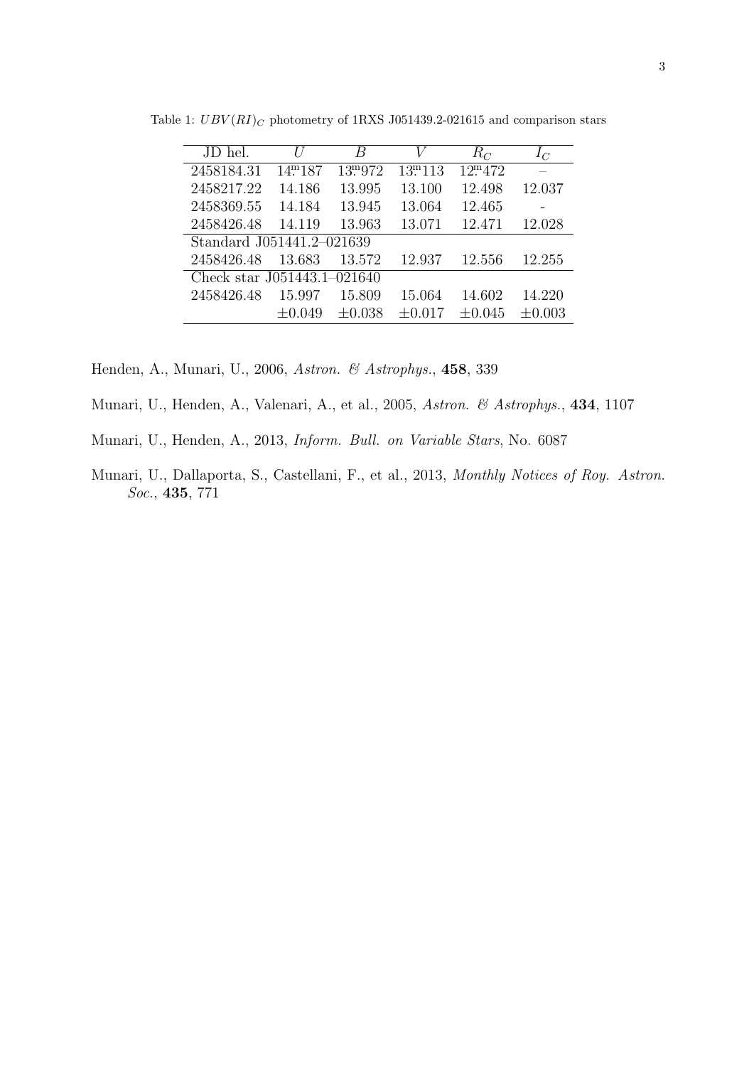Table 1: $UBV(RI)_C$ photometry of 1RXS J051439.2-021615 and comparison stars

| JD hel. | $U$ | $B$ | $V$ | $R_C$ | $I_C$ |
|---|---|---|---|---|---|
| 2458184.31 | $14^{m}.187$ | $13^{m}.972$ | $13^{m}.113$ | $12^{m}.472$ | – |
| 2458217.22 | 14.186 | 13.995 | 13.100 | 12.498 | 12.037 |
| 2458369.55 | 14.184 | 13.945 | 13.064 | 12.465 | - |
| 2458426.48 | 14.119 | 13.963 | 13.071 | 12.471 | 12.028 |
| Standard J051441.2–021639 | | | | | |
| 2458426.48 | 13.683 | 13.572 | 12.937 | 12.556 | 12.255 |
| Check star J051443.1–021640 | | | | | |
| 2458426.48 | 15.997 | 15.809 | 15.064 | 14.602 | 14.220 |
| | ±0.049 | ±0.038 | ±0.017 | ±0.045 | ±0.003 |

Henden, A., Munari, U., 2006, *Astron. & Astrophys.*, **458**, 339

Munari, U., Henden, A., Valenari, A., et al., 2005, *Astron. & Astrophys.*, **434**, 1107

Munari, U., Henden, A., 2013, *Inform. Bull. on Variable Stars*, No. 6087

Munari, U., Dallaporta, S., Castellani, F., et al., 2013, *Monthly Notices of Roy. Astron. Soc.*, **435**, 771